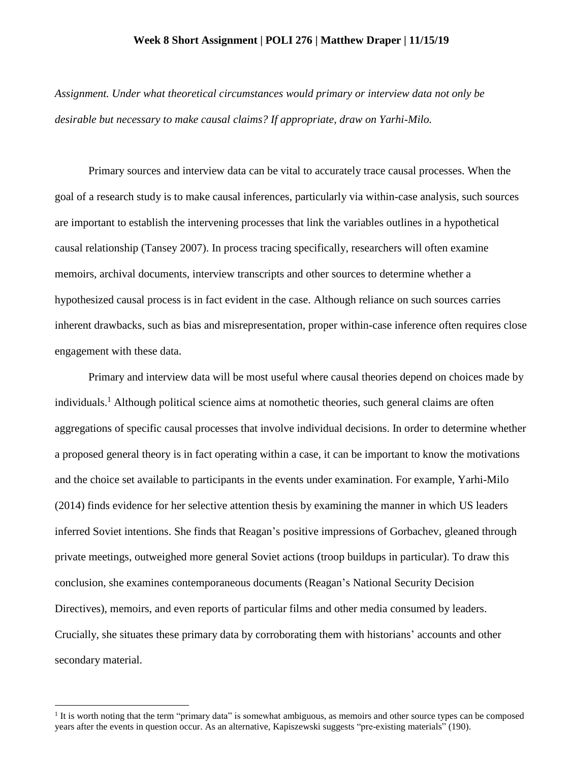**Week 8 Short Assignment | POLI 276 | Matthew Draper | 11/15/19**

*Assignment. Under what theoretical circumstances would primary or interview data not only be desirable but necessary to make causal claims? If appropriate, draw on Yarhi-Milo.*

Primary sources and interview data can be vital to accurately trace causal processes. When the goal of a research study is to make causal inferences, particularly via within-case analysis, such sources are important to establish the intervening processes that link the variables outlines in a hypothetical causal relationship (Tansey 2007). In process tracing specifically, researchers will often examine memoirs, archival documents, interview transcripts and other sources to determine whether a hypothesized causal process is in fact evident in the case. Although reliance on such sources carries inherent drawbacks, such as bias and misrepresentation, proper within-case inference often requires close engagement with these data.

Primary and interview data will be most useful where causal theories depend on choices made by individuals.[1] Although political science aims at nomothetic theories, such general claims are often aggregations of specific causal processes that involve individual decisions. In order to determine whether a proposed general theory is in fact operating within a case, it can be important to know the motivations and the choice set available to participants in the events under examination. For example, Yarhi-Milo (2014) finds evidence for her selective attention thesis by examining the manner in which US leaders inferred Soviet intentions. She finds that Reagan's positive impressions of Gorbachev, gleaned through private meetings, outweighed more general Soviet actions (troop buildups in particular). To draw this conclusion, she examines contemporaneous documents (Reagan's National Security Decision Directives), memoirs, and even reports of particular films and other media consumed by leaders. Crucially, she situates these primary data by corroborating them with historians' accounts and other secondary material.

[1] It is worth noting that the term "primary data" is somewhat ambiguous, as memoirs and other source types can be composed years after the events in question occur. As an alternative, Kapiszewski suggests "pre-existing materials" (190).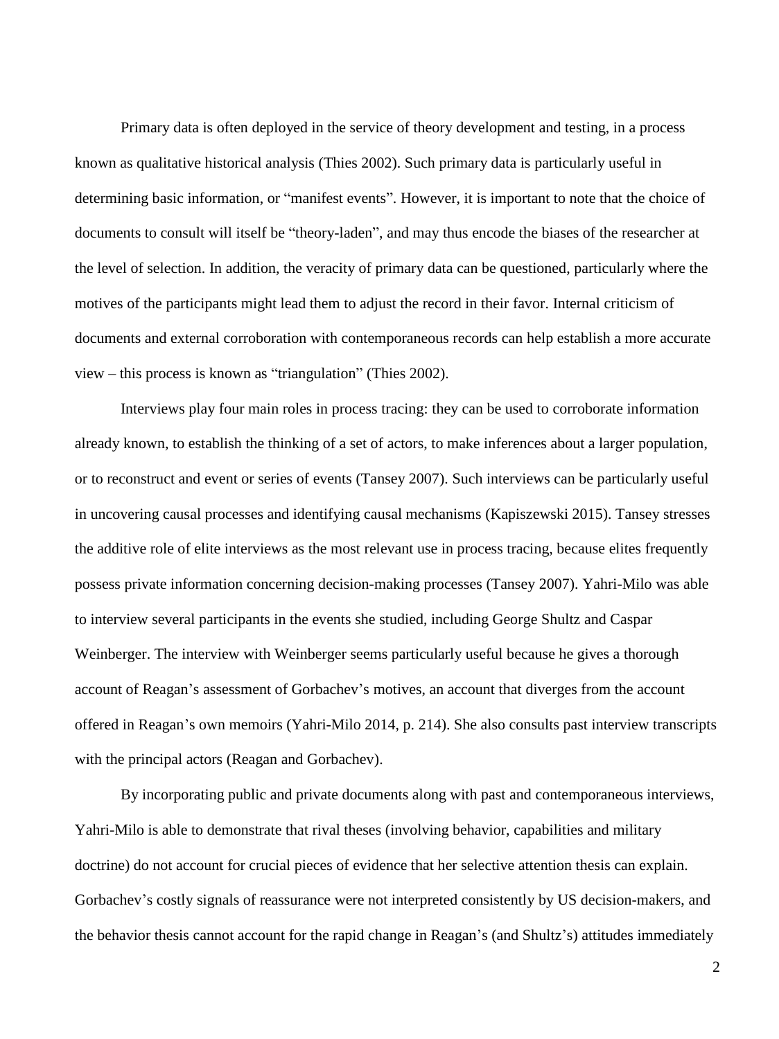Primary data is often deployed in the service of theory development and testing, in a process known as qualitative historical analysis (Thies 2002). Such primary data is particularly useful in determining basic information, or "manifest events". However, it is important to note that the choice of documents to consult will itself be "theory-laden", and may thus encode the biases of the researcher at the level of selection. In addition, the veracity of primary data can be questioned, particularly where the motives of the participants might lead them to adjust the record in their favor. Internal criticism of documents and external corroboration with contemporaneous records can help establish a more accurate view – this process is known as "triangulation" (Thies 2002).

Interviews play four main roles in process tracing: they can be used to corroborate information already known, to establish the thinking of a set of actors, to make inferences about a larger population, or to reconstruct and event or series of events (Tansey 2007). Such interviews can be particularly useful in uncovering causal processes and identifying causal mechanisms (Kapiszewski 2015). Tansey stresses the additive role of elite interviews as the most relevant use in process tracing, because elites frequently possess private information concerning decision-making processes (Tansey 2007). Yahri-Milo was able to interview several participants in the events she studied, including George Shultz and Caspar Weinberger. The interview with Weinberger seems particularly useful because he gives a thorough account of Reagan's assessment of Gorbachev's motives, an account that diverges from the account offered in Reagan's own memoirs (Yahri-Milo 2014, p. 214). She also consults past interview transcripts with the principal actors (Reagan and Gorbachev).

By incorporating public and private documents along with past and contemporaneous interviews, Yahri-Milo is able to demonstrate that rival theses (involving behavior, capabilities and military doctrine) do not account for crucial pieces of evidence that her selective attention thesis can explain. Gorbachev's costly signals of reassurance were not interpreted consistently by US decision-makers, and the behavior thesis cannot account for the rapid change in Reagan's (and Shultz's) attitudes immediately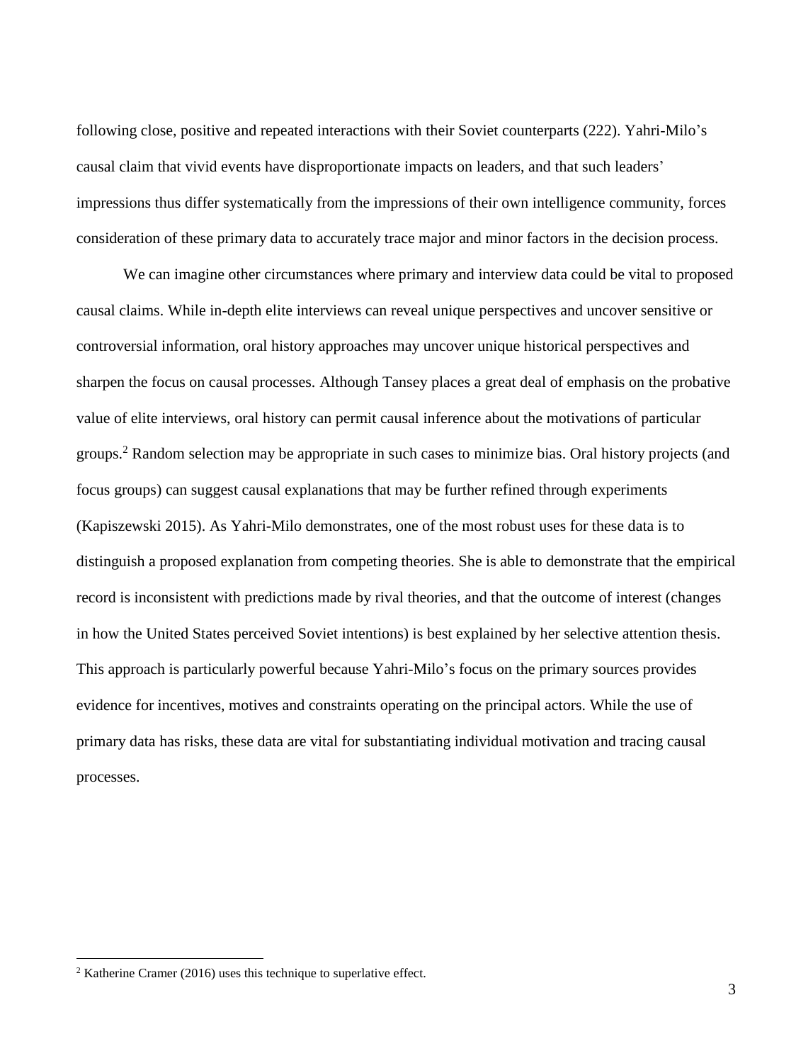following close, positive and repeated interactions with their Soviet counterparts (222). Yahri-Milo's causal claim that vivid events have disproportionate impacts on leaders, and that such leaders' impressions thus differ systematically from the impressions of their own intelligence community, forces consideration of these primary data to accurately trace major and minor factors in the decision process.

We can imagine other circumstances where primary and interview data could be vital to proposed causal claims. While in-depth elite interviews can reveal unique perspectives and uncover sensitive or controversial information, oral history approaches may uncover unique historical perspectives and sharpen the focus on causal processes. Although Tansey places a great deal of emphasis on the probative value of elite interviews, oral history can permit causal inference about the motivations of particular groups.[2] Random selection may be appropriate in such cases to minimize bias. Oral history projects (and focus groups) can suggest causal explanations that may be further refined through experiments (Kapiszewski 2015). As Yahri-Milo demonstrates, one of the most robust uses for these data is to distinguish a proposed explanation from competing theories. She is able to demonstrate that the empirical record is inconsistent with predictions made by rival theories, and that the outcome of interest (changes in how the United States perceived Soviet intentions) is best explained by her selective attention thesis. This approach is particularly powerful because Yahri-Milo's focus on the primary sources provides evidence for incentives, motives and constraints operating on the principal actors. While the use of primary data has risks, these data are vital for substantiating individual motivation and tracing causal processes.

[2] Katherine Cramer (2016) uses this technique to superlative effect.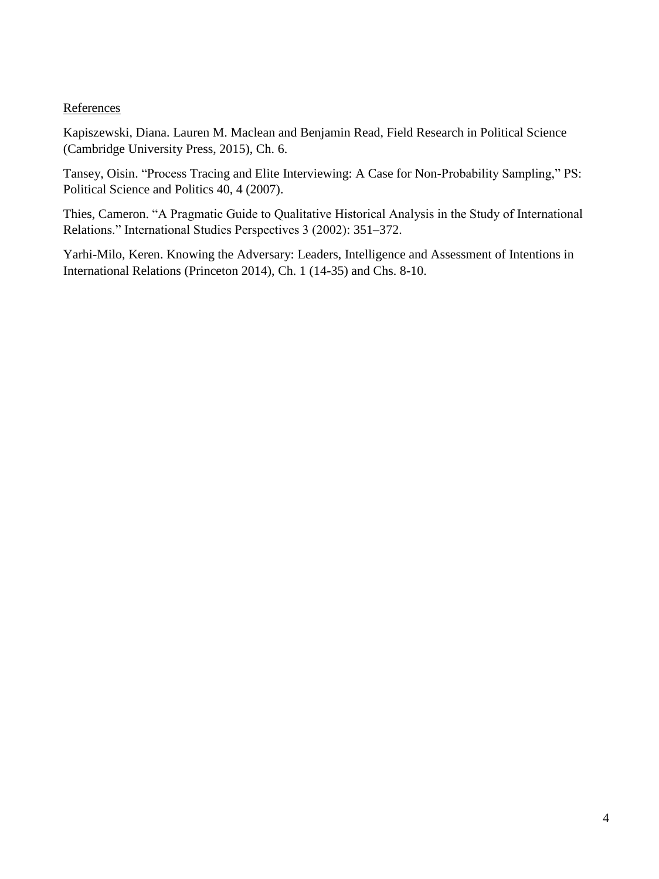References

Kapiszewski, Diana. Lauren M. Maclean and Benjamin Read, Field Research in Political Science (Cambridge University Press, 2015), Ch. 6.

Tansey, Oisin. "Process Tracing and Elite Interviewing: A Case for Non-Probability Sampling," PS: Political Science and Politics 40, 4 (2007).

Thies, Cameron. "A Pragmatic Guide to Qualitative Historical Analysis in the Study of International Relations." International Studies Perspectives 3 (2002): 351–372.

Yarhi-Milo, Keren. Knowing the Adversary: Leaders, Intelligence and Assessment of Intentions in International Relations (Princeton 2014), Ch. 1 (14-35) and Chs. 8-10.